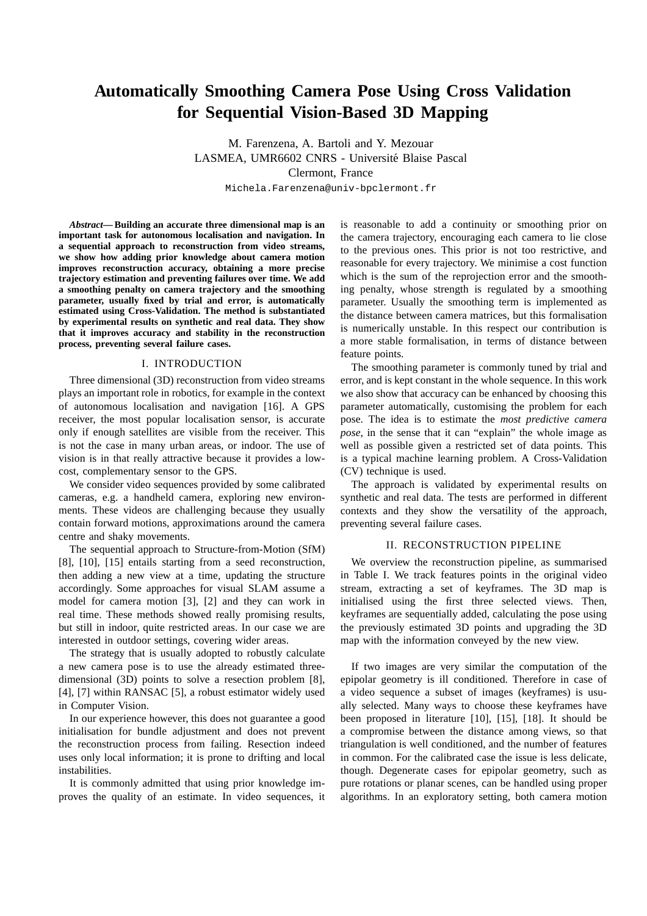# Automatically Smoothing Camera Pose Using Cross Validation for Sequential Vision-Based 3D Mapping

M. Farenzena, A. Bartoli and Y. Mezouar
LASMEA, UMR6602 CNRS - Université Blaise Pascal
Clermont, France
Michela.Farenzena@univ-bpclermont.fr

***Abstract*— Building an accurate three dimensional map is an important task for autonomous localisation and navigation. In a sequential approach to reconstruction from video streams, we show how adding prior knowledge about camera motion improves reconstruction accuracy, obtaining a more precise trajectory estimation and preventing failures over time. We add a smoothing penalty on camera trajectory and the smoothing parameter, usually fixed by trial and error, is automatically estimated using Cross-Validation. The method is substantiated by experimental results on synthetic and real data. They show that it improves accuracy and stability in the reconstruction process, preventing several failure cases.**

## I. INTRODUCTION

Three dimensional (3D) reconstruction from video streams plays an important role in robotics, for example in the context of autonomous localisation and navigation [16]. A GPS receiver, the most popular localisation sensor, is accurate only if enough satellites are visible from the receiver. This is not the case in many urban areas, or indoor. The use of vision is in that really attractive because it provides a low-cost, complementary sensor to the GPS.

We consider video sequences provided by some calibrated cameras, e.g. a handheld camera, exploring new environments. These videos are challenging because they usually contain forward motions, approximations around the camera centre and shaky movements.

The sequential approach to Structure-from-Motion (SfM) [8], [10], [15] entails starting from a seed reconstruction, then adding a new view at a time, updating the structure accordingly. Some approaches for visual SLAM assume a model for camera motion [3], [2] and they can work in real time. These methods showed really promising results, but still in indoor, quite restricted areas. In our case we are interested in outdoor settings, covering wider areas.

The strategy that is usually adopted to robustly calculate a new camera pose is to use the already estimated three-dimensional (3D) points to solve a resection problem [8], [4], [7] within RANSAC [5], a robust estimator widely used in Computer Vision.

In our experience however, this does not guarantee a good initialisation for bundle adjustment and does not prevent the reconstruction process from failing. Resection indeed uses only local information; it is prone to drifting and local instabilities.

It is commonly admitted that using prior knowledge improves the quality of an estimate. In video sequences, it is reasonable to add a continuity or smoothing prior on the camera trajectory, encouraging each camera to lie close to the previous ones. This prior is not too restrictive, and reasonable for every trajectory. We minimise a cost function which is the sum of the reprojection error and the smoothing penalty, whose strength is regulated by a smoothing parameter. Usually the smoothing term is implemented as the distance between camera matrices, but this formalisation is numerically unstable. In this respect our contribution is a more stable formalisation, in terms of distance between feature points.

The smoothing parameter is commonly tuned by trial and error, and is kept constant in the whole sequence. In this work we also show that accuracy can be enhanced by choosing this parameter automatically, customising the problem for each pose. The idea is to estimate the *most predictive camera pose*, in the sense that it can "explain" the whole image as well as possible given a restricted set of data points. This is a typical machine learning problem. A Cross-Validation (CV) technique is used.

The approach is validated by experimental results on synthetic and real data. The tests are performed in different contexts and they show the versatility of the approach, preventing several failure cases.

## II. RECONSTRUCTION PIPELINE

We overview the reconstruction pipeline, as summarised in Table I. We track features points in the original video stream, extracting a set of keyframes. The 3D map is initialised using the first three selected views. Then, keyframes are sequentially added, calculating the pose using the previously estimated 3D points and upgrading the 3D map with the information conveyed by the new view.

If two images are very similar the computation of the epipolar geometry is ill conditioned. Therefore in case of a video sequence a subset of images (keyframes) is usually selected. Many ways to choose these keyframes have been proposed in literature [10], [15], [18]. It should be a compromise between the distance among views, so that triangulation is well conditioned, and the number of features in common. For the calibrated case the issue is less delicate, though. Degenerate cases for epipolar geometry, such as pure rotations or planar scenes, can be handled using proper algorithms. In an exploratory setting, both camera motion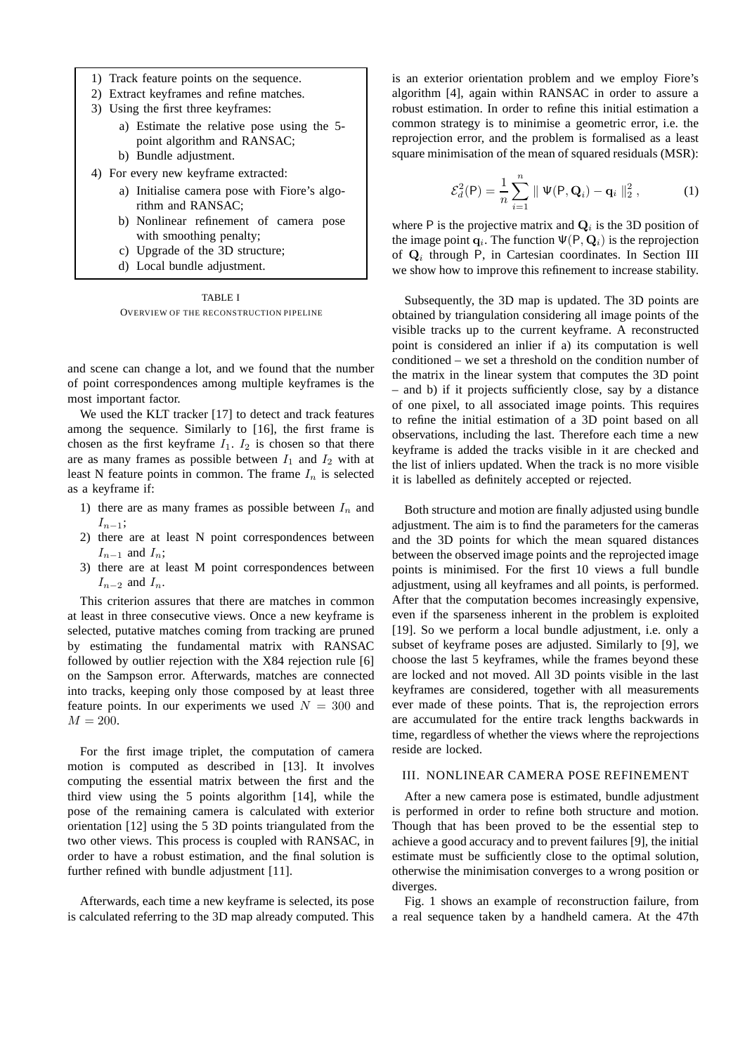1) Track feature points on the sequence.
2) Extract keyframes and refine matches.
3) Using the first three keyframes:
   a) Estimate the relative pose using the 5-point algorithm and RANSAC;
   b) Bundle adjustment.
4) For every new keyframe extracted:
   a) Initialise camera pose with Fiore's algorithm and RANSAC;
   b) Nonlinear refinement of camera pose with smoothing penalty;
   c) Upgrade of the 3D structure;
   d) Local bundle adjustment.

TABLE I
OVERVIEW OF THE RECONSTRUCTION PIPELINE

and scene can change a lot, and we found that the number of point correspondences among multiple keyframes is the most important factor.

We used the KLT tracker [17] to detect and track features among the sequence. Similarly to [16], the first frame is chosen as the first keyframe $I_1$. $I_2$ is chosen so that there are as many frames as possible between $I_1$ and $I_2$ with at least N feature points in common. The frame $I_n$ is selected as a keyframe if:

1) there are as many frames as possible between $I_n$ and $I_{n-1}$;
2) there are at least N point correspondences between $I_{n-1}$ and $I_n$;
3) there are at least M point correspondences between $I_{n-2}$ and $I_n$.

This criterion assures that there are matches in common at least in three consecutive views. Once a new keyframe is selected, putative matches coming from tracking are pruned by estimating the fundamental matrix with RANSAC followed by outlier rejection with the X84 rejection rule [6] on the Sampson error. Afterwards, matches are connected into tracks, keeping only those composed by at least three feature points. In our experiments we used $N = 300$ and $M = 200$.

For the first image triplet, the computation of camera motion is computed as described in [13]. It involves computing the essential matrix between the first and the third view using the 5 points algorithm [14], while the pose of the remaining camera is calculated with exterior orientation [12] using the 5 3D points triangulated from the two other views. This process is coupled with RANSAC, in order to have a robust estimation, and the final solution is further refined with bundle adjustment [11].

Afterwards, each time a new keyframe is selected, its pose is calculated referring to the 3D map already computed. This is an exterior orientation problem and we employ Fiore's algorithm [4], again within RANSAC in order to assure a robust estimation. In order to refine this initial estimation a common strategy is to minimise a geometric error, i.e. the reprojection error, and the problem is formalised as a least square minimisation of the mean of squared residuals (MSR):

$$\mathcal{E}_d^2(\mathsf{P}) = \frac{1}{n}\sum_{i=1}^{n} \| \Psi(\mathsf{P}, \mathbf{Q}_i) - \mathbf{q}_i \|_2^2 \,, \tag{1}$$

where $\mathsf{P}$ is the projective matrix and $\mathbf{Q}_i$ is the 3D position of the image point $\mathbf{q}_i$. The function $\Psi(\mathsf{P}, \mathbf{Q}_i)$ is the reprojection of $\mathbf{Q}_i$ through $\mathsf{P}$, in Cartesian coordinates. In Section III we show how to improve this refinement to increase stability.

Subsequently, the 3D map is updated. The 3D points are obtained by triangulation considering all image points of the visible tracks up to the current keyframe. A reconstructed point is considered an inlier if a) its computation is well conditioned – we set a threshold on the condition number of the matrix in the linear system that computes the 3D point – and b) if it projects sufficiently close, say by a distance of one pixel, to all associated image points. This requires to refine the initial estimation of a 3D point based on all observations, including the last. Therefore each time a new keyframe is added the tracks visible in it are checked and the list of inliers updated. When the track is no more visible it is labelled as definitely accepted or rejected.

Both structure and motion are finally adjusted using bundle adjustment. The aim is to find the parameters for the cameras and the 3D points for which the mean squared distances between the observed image points and the reprojected image points is minimised. For the first 10 views a full bundle adjustment, using all keyframes and all points, is performed. After that the computation becomes increasingly expensive, even if the sparseness inherent in the problem is exploited [19]. So we perform a local bundle adjustment, i.e. only a subset of keyframe poses are adjusted. Similarly to [9], we choose the last 5 keyframes, while the frames beyond these are locked and not moved. All 3D points visible in the last keyframes are considered, together with all measurements ever made of these points. That is, the reprojection errors are accumulated for the entire track lengths backwards in time, regardless of whether the views where the reprojections reside are locked.

## III. NONLINEAR CAMERA POSE REFINEMENT

After a new camera pose is estimated, bundle adjustment is performed in order to refine both structure and motion. Though that has been proved to be the essential step to achieve a good accuracy and to prevent failures [9], the initial estimate must be sufficiently close to the optimal solution, otherwise the minimisation converges to a wrong position or diverges.

Fig. 1 shows an example of reconstruction failure, from a real sequence taken by a handheld camera. At the 47th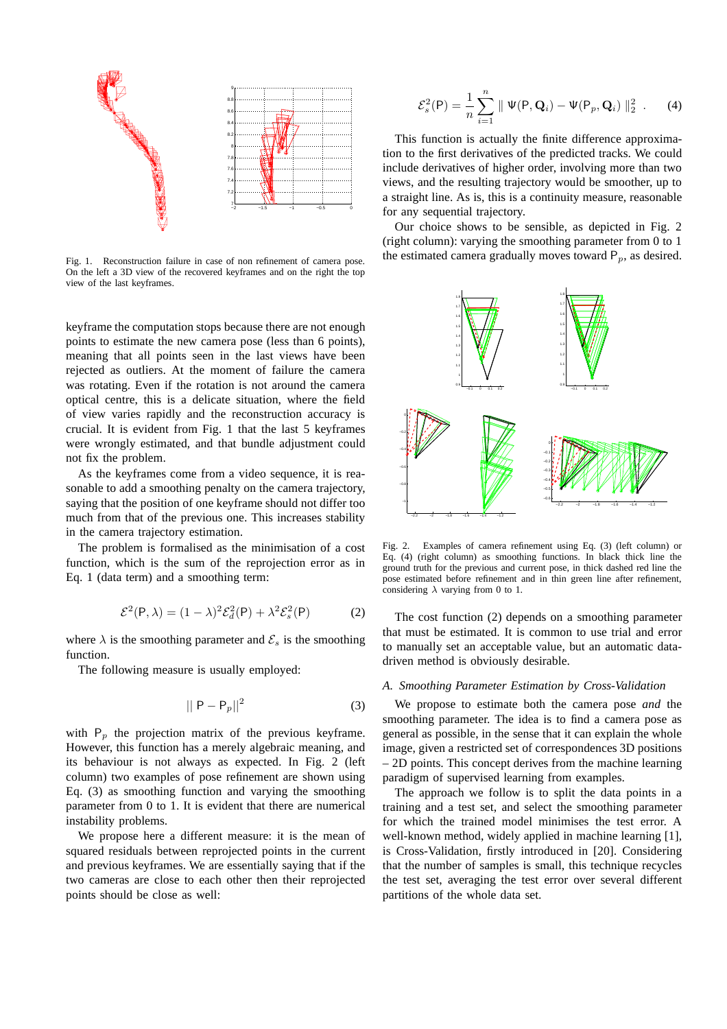Fig. 1. Reconstruction failure in case of non refinement of camera pose. On the left a 3D view of the recovered keyframes and on the right the top view of the last keyframes.

keyframe the computation stops because there are not enough points to estimate the new camera pose (less than 6 points), meaning that all points seen in the last views have been rejected as outliers. At the moment of failure the camera was rotating. Even if the rotation is not around the camera optical centre, this is a delicate situation, where the field of view varies rapidly and the reconstruction accuracy is crucial. It is evident from Fig. 1 that the last 5 keyframes were wrongly estimated, and that bundle adjustment could not fix the problem.

As the keyframes come from a video sequence, it is reasonable to add a smoothing penalty on the camera trajectory, saying that the position of one keyframe should not differ too much from that of the previous one. This increases stability in the camera trajectory estimation.

The problem is formalised as the minimisation of a cost function, which is the sum of the reprojection error as in Eq. 1 (data term) and a smoothing term:

$$\mathcal{E}^2(\mathsf{P}, \lambda) = (1-\lambda)^2 \mathcal{E}_d^2(\mathsf{P}) + \lambda^2 \mathcal{E}_s^2(\mathsf{P}) \tag{2}$$

where $\lambda$ is the smoothing parameter and $\mathcal{E}_s$ is the smoothing function.

The following measure is usually employed:

$$|| \mathsf{P} - \mathsf{P}_p ||^2 \tag{3}$$

with $\mathsf{P}_p$ the projection matrix of the previous keyframe. However, this function has a merely algebraic meaning, and its behaviour is not always as expected. In Fig. 2 (left column) two examples of pose refinement are shown using Eq. (3) as smoothing function and varying the smoothing parameter from 0 to 1. It is evident that there are numerical instability problems.

We propose here a different measure: it is the mean of squared residuals between reprojected points in the current and previous keyframes. We are essentially saying that if the two cameras are close to each other then their reprojected points should be close as well:

$$\mathcal{E}_s^2(\mathsf{P}) = \frac{1}{n} \sum_{i=1}^{n} \parallel \Psi(\mathsf{P}, \mathbf{Q}_i) - \Psi(\mathsf{P}_p, \mathbf{Q}_i) \parallel_2^2 \ . \tag{4}$$

This function is actually the finite difference approximation to the first derivatives of the predicted tracks. We could include derivatives of higher order, involving more than two views, and the resulting trajectory would be smoother, up to a straight line. As is, this is a continuity measure, reasonable for any sequential trajectory.

Our choice shows to be sensible, as depicted in Fig. 2 (right column): varying the smoothing parameter from 0 to 1 the estimated camera gradually moves toward $\mathsf{P}_p$, as desired.

Fig. 2. Examples of camera refinement using Eq. (3) (left column) or Eq. (4) (right column) as smoothing functions. In black thick line the ground truth for the previous and current pose, in thick dashed red line the pose estimated before refinement and in thin green line after refinement, considering $\lambda$ varying from 0 to 1.

The cost function (2) depends on a smoothing parameter that must be estimated. It is common to use trial and error to manually set an acceptable value, but an automatic data-driven method is obviously desirable.

### *A. Smoothing Parameter Estimation by Cross-Validation*

We propose to estimate both the camera pose *and* the smoothing parameter. The idea is to find a camera pose as general as possible, in the sense that it can explain the whole image, given a restricted set of correspondences 3D positions – 2D points. This concept derives from the machine learning paradigm of supervised learning from examples.

The approach we follow is to split the data points in a training and a test set, and select the smoothing parameter for which the trained model minimises the test error. A well-known method, widely applied in machine learning [1], is Cross-Validation, firstly introduced in [20]. Considering that the number of samples is small, this technique recycles the test set, averaging the test error over several different partitions of the whole data set.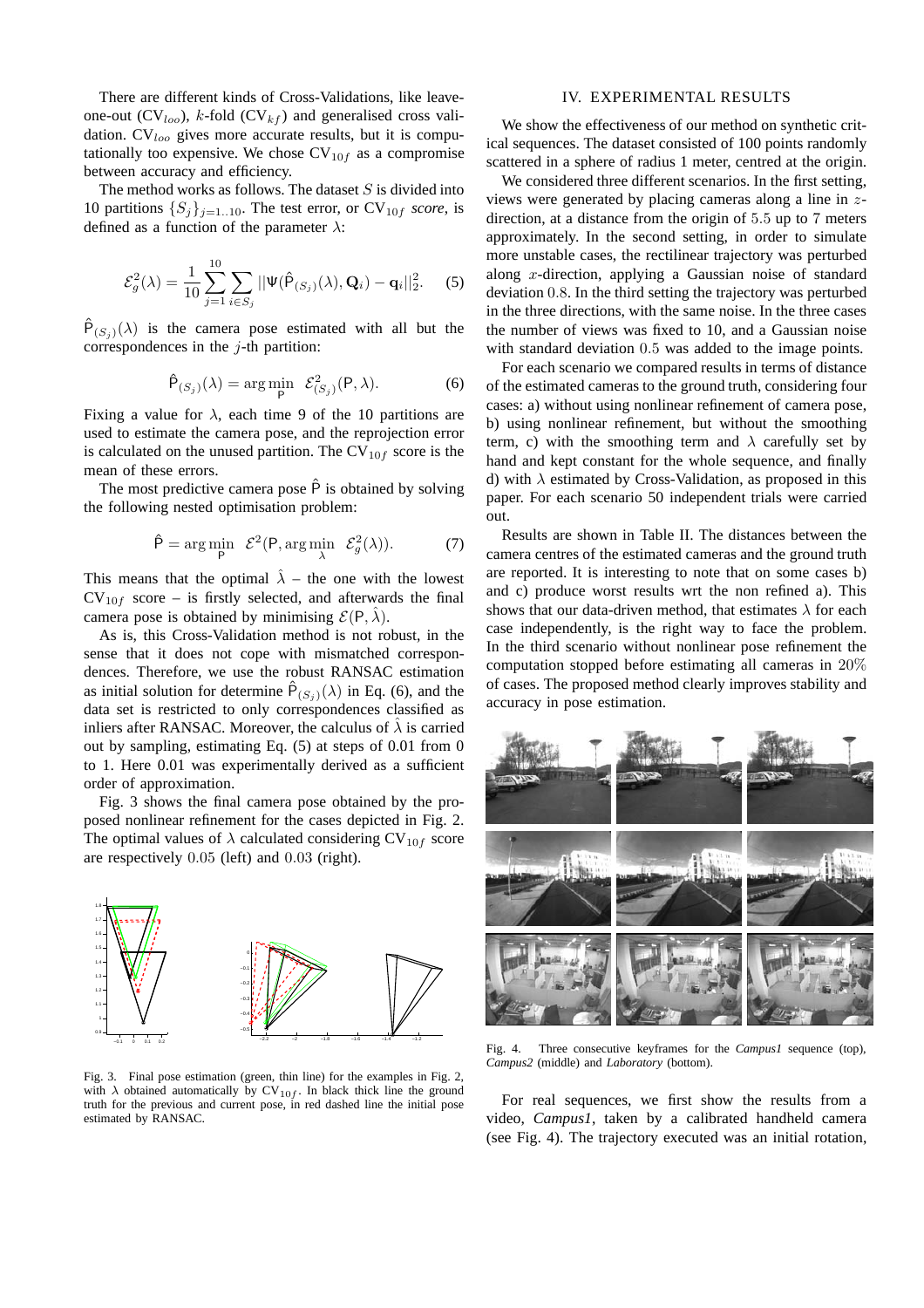There are different kinds of Cross-Validations, like leave-one-out ($CV_{loo}$), $k$-fold ($CV_{kf}$) and generalised cross validation. $CV_{loo}$ gives more accurate results, but it is computationally too expensive. We chose $CV_{10f}$ as a compromise between accuracy and efficiency.

The method works as follows. The dataset $S$ is divided into 10 partitions $\{S_j\}_{j=1..10}$. The test error, or $CV_{10f}$ *score*, is defined as a function of the parameter $\lambda$:

$$\mathcal{E}_g^2(\lambda) = \frac{1}{10}\sum_{j=1}^{10}\sum_{i\in S_j}||\Psi(\hat{\mathsf{P}}_{(S_j)}(\lambda), \mathbf{Q}_i) - \mathbf{q}_i||_2^2. \quad (5)$$

$\hat{\mathsf{P}}_{(S_j)}(\lambda)$ is the camera pose estimated with all but the correspondences in the $j$-th partition:

$$\hat{\mathsf{P}}_{(S_j)}(\lambda) = \arg\min_{\mathsf{P}} \ \mathcal{E}_{(S_j)}^2(\mathsf{P}, \lambda). \quad (6)$$

Fixing a value for $\lambda$, each time 9 of the 10 partitions are used to estimate the camera pose, and the reprojection error is calculated on the unused partition. The $CV_{10f}$ score is the mean of these errors.

The most predictive camera pose $\hat{\mathsf{P}}$ is obtained by solving the following nested optimisation problem:

$$\hat{\mathsf{P}} = \arg\min_{\mathsf{P}} \ \mathcal{E}^2(\mathsf{P}, \arg\min_{\lambda} \ \mathcal{E}_g^2(\lambda)). \quad (7)$$

This means that the optimal $\hat{\lambda}$ – the one with the lowest $CV_{10f}$ score – is firstly selected, and afterwards the final camera pose is obtained by minimising $\mathcal{E}(\mathsf{P}, \hat{\lambda})$.

As is, this Cross-Validation method is not robust, in the sense that it does not cope with mismatched correspondences. Therefore, we use the robust RANSAC estimation as initial solution for determine $\hat{\mathsf{P}}_{(S_j)}(\lambda)$ in Eq. (6), and the data set is restricted to only correspondences classified as inliers after RANSAC. Moreover, the calculus of $\hat{\lambda}$ is carried out by sampling, estimating Eq. (5) at steps of 0.01 from 0 to 1. Here 0.01 was experimentally derived as a sufficient order of approximation.

Fig. 3 shows the final camera pose obtained by the proposed nonlinear refinement for the cases depicted in Fig. 2. The optimal values of $\lambda$ calculated considering $CV_{10f}$ score are respectively $0.05$ (left) and $0.03$ (right).

Fig. 3. Final pose estimation (green, thin line) for the examples in Fig. 2, with $\lambda$ obtained automatically by $CV_{10f}$. In black thick line the ground truth for the previous and current pose, in red dashed line the initial pose estimated by RANSAC.

## IV. EXPERIMENTAL RESULTS

We show the effectiveness of our method on synthetic critical sequences. The dataset consisted of 100 points randomly scattered in a sphere of radius 1 meter, centred at the origin.

We considered three different scenarios. In the first setting, views were generated by placing cameras along a line in $z$-direction, at a distance from the origin of $5.5$ up to $7$ meters approximately. In the second setting, in order to simulate more unstable cases, the rectilinear trajectory was perturbed along $x$-direction, applying a Gaussian noise of standard deviation $0.8$. In the third setting the trajectory was perturbed in the three directions, with the same noise. In the three cases the number of views was fixed to 10, and a Gaussian noise with standard deviation $0.5$ was added to the image points.

For each scenario we compared results in terms of distance of the estimated cameras to the ground truth, considering four cases: a) without using nonlinear refinement of camera pose, b) using nonlinear refinement, but without the smoothing term, c) with the smoothing term and $\lambda$ carefully set by hand and kept constant for the whole sequence, and finally d) with $\lambda$ estimated by Cross-Validation, as proposed in this paper. For each scenario 50 independent trials were carried out.

Results are shown in Table II. The distances between the camera centres of the estimated cameras and the ground truth are reported. It is interesting to note that on some cases b) and c) produce worst results wrt the non refined a). This shows that our data-driven method, that estimates $\lambda$ for each case independently, is the right way to face the problem. In the third scenario without nonlinear pose refinement the computation stopped before estimating all cameras in $20\%$ of cases. The proposed method clearly improves stability and accuracy in pose estimation.

Fig. 4. Three consecutive keyframes for the *Campus1* sequence (top), *Campus2* (middle) and *Laboratory* (bottom).

For real sequences, we first show the results from a video, *Campus1*, taken by a calibrated handheld camera (see Fig. 4). The trajectory executed was an initial rotation,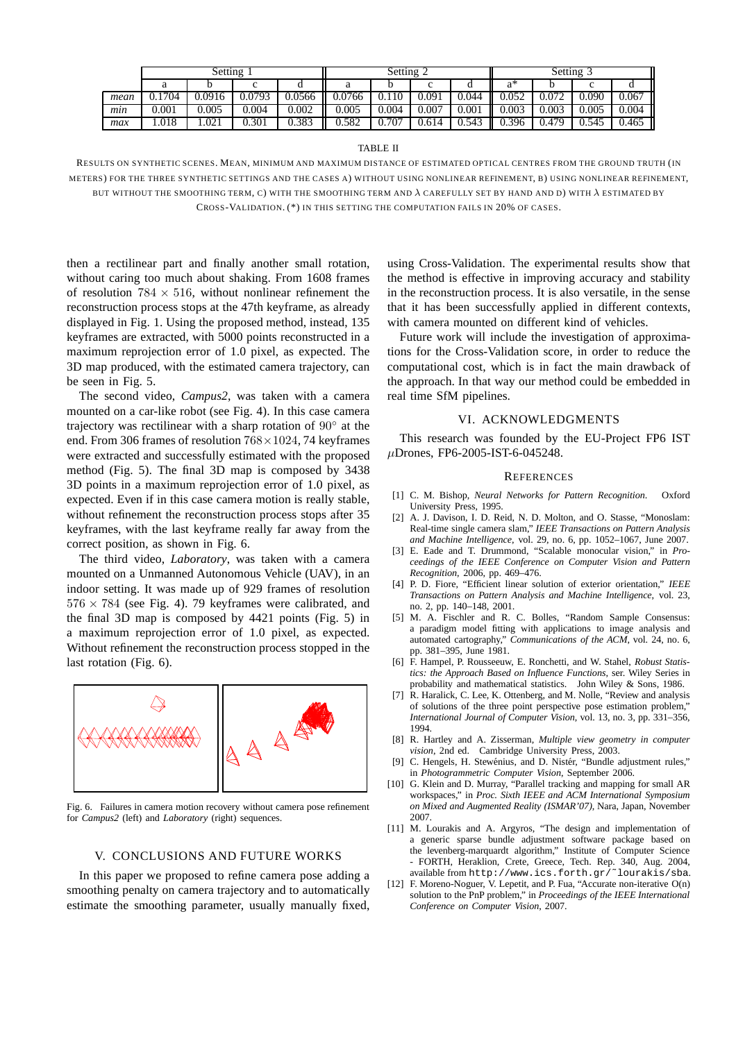| | Setting 1 | | | | Setting 2 | | | | Setting 3 | | | |
|---|---|---|---|---|---|---|---|---|---|---|---|---|
| | a | b | c | d | a | b | c | d | a* | b | c | d |
| *mean* | 0.1704 | 0.0916 | 0.0793 | 0.0566 | 0.0766 | 0.110 | 0.091 | 0.044 | 0.052 | 0.072 | 0.090 | 0.067 |
| *min* | 0.001 | 0.005 | 0.004 | 0.002 | 0.005 | 0.004 | 0.007 | 0.001 | 0.003 | 0.003 | 0.005 | 0.004 |
| *max* | 1.018 | 1.021 | 0.301 | 0.383 | 0.582 | 0.707 | 0.614 | 0.543 | 0.396 | 0.479 | 0.545 | 0.465 |

TABLE II

RESULTS ON SYNTHETIC SCENES. MEAN, MINIMUM AND MAXIMUM DISTANCE OF ESTIMATED OPTICAL CENTRES FROM THE GROUND TRUTH (IN METERS) FOR THE THREE SYNTHETIC SETTINGS AND THE CASES A) WITHOUT USING NONLINEAR REFINEMENT, B) USING NONLINEAR REFINEMENT, BUT WITHOUT THE SMOOTHING TERM, C) WITH THE SMOOTHING TERM AND $\lambda$ CAREFULLY SET BY HAND AND D) WITH $\lambda$ ESTIMATED BY CROSS-VALIDATION. (*) IN THIS SETTING THE COMPUTATION FAILS IN 20% OF CASES.

then a rectilinear part and finally another small rotation, without caring too much about shaking. From 1608 frames of resolution $784 \times 516$, without nonlinear refinement the reconstruction process stops at the 47th keyframe, as already displayed in Fig. 1. Using the proposed method, instead, 135 keyframes are extracted, with 5000 points reconstructed in a maximum reprojection error of 1.0 pixel, as expected. The 3D map produced, with the estimated camera trajectory, can be seen in Fig. 5.

The second video, *Campus2*, was taken with a camera mounted on a car-like robot (see Fig. 4). In this case camera trajectory was rectilinear with a sharp rotation of $90^\circ$ at the end. From 306 frames of resolution $768 \times 1024$, 74 keyframes were extracted and successfully estimated with the proposed method (Fig. 5). The final 3D map is composed by 3438 3D points in a maximum reprojection error of 1.0 pixel, as expected. Even if in this case camera motion is really stable, without refinement the reconstruction process stops after 35 keyframes, with the last keyframe really far away from the correct position, as shown in Fig. 6.

The third video, *Laboratory*, was taken with a camera mounted on a Unmanned Autonomous Vehicle (UAV), in an indoor setting. It was made up of 929 frames of resolution $576 \times 784$ (see Fig. 4). 79 keyframes were calibrated, and the final 3D map is composed by 4421 points (Fig. 5) in a maximum reprojection error of 1.0 pixel, as expected. Without refinement the reconstruction process stopped in the last rotation (Fig. 6).

Fig. 6. Failures in camera motion recovery without camera pose refinement for *Campus2* (left) and *Laboratory* (right) sequences.

## V. CONCLUSIONS AND FUTURE WORKS

In this paper we proposed to refine camera pose adding a smoothing penalty on camera trajectory and to automatically estimate the smoothing parameter, usually manually fixed, using Cross-Validation. The experimental results show that the method is effective in improving accuracy and stability in the reconstruction process. It is also versatile, in the sense that it has been successfully applied in different contexts, with camera mounted on different kind of vehicles.

Future work will include the investigation of approximations for the Cross-Validation score, in order to reduce the computational cost, which is in fact the main drawback of the approach. In that way our method could be embedded in real time SfM pipelines.

## VI. ACKNOWLEDGMENTS

This research was founded by the EU-Project FP6 IST $\mu$Drones, FP6-2005-IST-6-045248.

## REFERENCES

[1] C. M. Bishop, *Neural Networks for Pattern Recognition*. Oxford University Press, 1995.

[2] A. J. Davison, I. D. Reid, N. D. Molton, and O. Stasse, "Monoslam: Real-time single camera slam," *IEEE Transactions on Pattern Analysis and Machine Intelligence*, vol. 29, no. 6, pp. 1052–1067, June 2007.

[3] E. Eade and T. Drummond, "Scalable monocular vision," in *Proceedings of the IEEE Conference on Computer Vision and Pattern Recognition*, 2006, pp. 469–476.

[4] P. D. Fiore, "Efficient linear solution of exterior orientation," *IEEE Transactions on Pattern Analysis and Machine Intelligence*, vol. 23, no. 2, pp. 140–148, 2001.

[5] M. A. Fischler and R. C. Bolles, "Random Sample Consensus: a paradigm model fitting with applications to image analysis and automated cartography," *Communications of the ACM*, vol. 24, no. 6, pp. 381–395, June 1981.

[6] F. Hampel, P. Rousseeuw, E. Ronchetti, and W. Stahel, *Robust Statistics: the Approach Based on Influence Functions*, ser. Wiley Series in probability and mathematical statistics. John Wiley & Sons, 1986.

[7] R. Haralick, C. Lee, K. Ottenberg, and M. Nolle, "Review and analysis of solutions of the three point perspective pose estimation problem," *International Journal of Computer Vision*, vol. 13, no. 3, pp. 331–356, 1994.

[8] R. Hartley and A. Zisserman, *Multiple view geometry in computer vision*, 2nd ed. Cambridge University Press, 2003.

[9] C. Hengels, H. Stewénius, and D. Nistér, "Bundle adjustment rules," in *Photogrammetric Computer Vision*, September 2006.

[10] G. Klein and D. Murray, "Parallel tracking and mapping for small AR workspaces," in *Proc. Sixth IEEE and ACM International Symposium on Mixed and Augmented Reality (ISMAR'07)*, Nara, Japan, November 2007.

[11] M. Lourakis and A. Argyros, "The design and implementation of a generic sparse bundle adjustment software package based on the levenberg-marquardt algorithm," Institute of Computer Science - FORTH, Heraklion, Crete, Greece, Tech. Rep. 340, Aug. 2004, available from http://www.ics.forth.gr/~lourakis/sba.

[12] F. Moreno-Noguer, V. Lepetit, and P. Fua, "Accurate non-iterative O(n) solution to the PnP problem," in *Proceedings of the IEEE International Conference on Computer Vision*, 2007.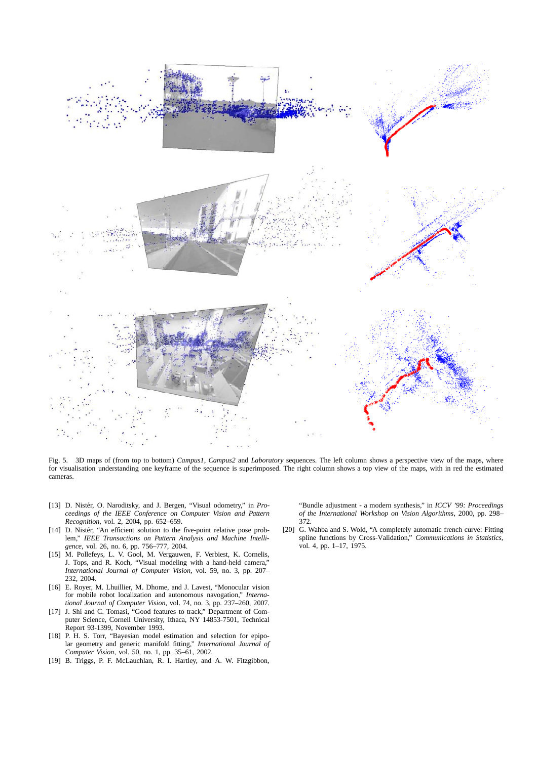Fig. 5. 3D maps of (from top to bottom) *Campus1*, *Campus2* and *Laboratory* sequences. The left column shows a perspective view of the maps, where for visualisation understanding one keyframe of the sequence is superimposed. The right column shows a top view of the maps, with in red the estimated cameras.

[13] D. Nistér, O. Naroditsky, and J. Bergen, "Visual odometry," in *Proceedings of the IEEE Conference on Computer Vision and Pattern Recognition*, vol. 2, 2004, pp. 652–659.

[14] D. Nistér, "An efficient solution to the five-point relative pose problem," *IEEE Transactions on Pattern Analysis and Machine Intelligence*, vol. 26, no. 6, pp. 756–777, 2004.

[15] M. Pollefeys, L. V. Gool, M. Vergauwen, F. Verbiest, K. Cornelis, J. Tops, and R. Koch, "Visual modeling with a hand-held camera," *International Journal of Computer Vision*, vol. 59, no. 3, pp. 207–232, 2004.

[16] E. Royer, M. Lhuillier, M. Dhome, and J. Lavest, "Monocular vision for mobile robot localization and autonomous navogation," *International Journal of Computer Vision*, vol. 74, no. 3, pp. 237–260, 2007.

[17] J. Shi and C. Tomasi, "Good features to track," Department of Computer Science, Cornell University, Ithaca, NY 14853-7501, Technical Report 93-1399, November 1993.

[18] P. H. S. Torr, "Bayesian model estimation and selection for epipolar geometry and generic manifold fitting," *International Journal of Computer Vision*, vol. 50, no. 1, pp. 35–61, 2002.

[19] B. Triggs, P. F. McLauchlan, R. I. Hartley, and A. W. Fitzgibbon, "Bundle adjustment - a modern synthesis," in *ICCV '99: Proceedings of the International Workshop on Vision Algorithms*, 2000, pp. 298–372.

[20] G. Wahba and S. Wold, "A completely automatic french curve: Fitting spline functions by Cross-Validation," *Communications in Statistics*, vol. 4, pp. 1–17, 1975.